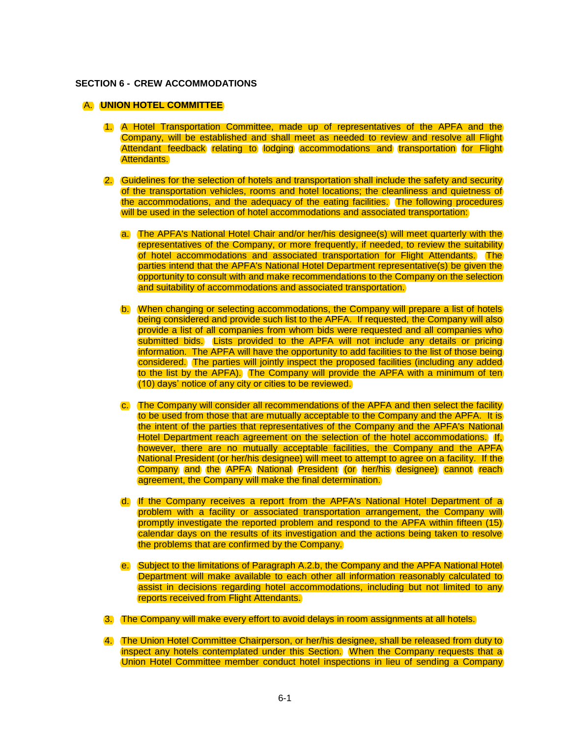## SECTION 6 - CREW ACCOMMODATIONS

### A. UNION HOTEL COMMITTEE

1. A Hotel Transportation Committee, made up of representatives of the APFA and the Company, will be established and shall meet as needed to review and resolve all Flight Attendant feedback relating to lodging accommodations and transportation for Flight Attendants.

2. Guidelines for the selection of hotels and transportation shall include the safety and security of the transportation vehicles, rooms and hotel locations; the cleanliness and quietness of the accommodations, and the adequacy of the eating facilities. The following procedures will be used in the selection of hotel accommodations and associated transportation:

   a. The APFA's National Hotel Chair and/or her/his designee(s) will meet quarterly with the representatives of the Company, or more frequently, if needed, to review the suitability of hotel accommodations and associated transportation for Flight Attendants. The parties intend that the APFA's National Hotel Department representative(s) be given the opportunity to consult with and make recommendations to the Company on the selection and suitability of accommodations and associated transportation.

   b. When changing or selecting accommodations, the Company will prepare a list of hotels being considered and provide such list to the APFA. If requested, the Company will also provide a list of all companies from whom bids were requested and all companies who submitted bids. Lists provided to the APFA will not include any details or pricing information. The APFA will have the opportunity to add facilities to the list of those being considered. The parties will jointly inspect the proposed facilities (including any added to the list by the APFA). The Company will provide the APFA with a minimum of ten (10) days' notice of any city or cities to be reviewed.

   c. The Company will consider all recommendations of the APFA and then select the facility to be used from those that are mutually acceptable to the Company and the APFA. It is the intent of the parties that representatives of the Company and the APFA's National Hotel Department reach agreement on the selection of the hotel accommodations. If, however, there are no mutually acceptable facilities, the Company and the APFA National President (or her/his designee) will meet to attempt to agree on a facility. If the Company and the APFA National President (or her/his designee) cannot reach agreement, the Company will make the final determination.

   d. If the Company receives a report from the APFA's National Hotel Department of a problem with a facility or associated transportation arrangement, the Company will promptly investigate the reported problem and respond to the APFA within fifteen (15) calendar days on the results of its investigation and the actions being taken to resolve the problems that are confirmed by the Company.

   e. Subject to the limitations of Paragraph A.2.b, the Company and the APFA National Hotel Department will make available to each other all information reasonably calculated to assist in decisions regarding hotel accommodations, including but not limited to any reports received from Flight Attendants.

3. The Company will make every effort to avoid delays in room assignments at all hotels.

4. The Union Hotel Committee Chairperson, or her/his designee, shall be released from duty to inspect any hotels contemplated under this Section. When the Company requests that a Union Hotel Committee member conduct hotel inspections in lieu of sending a Company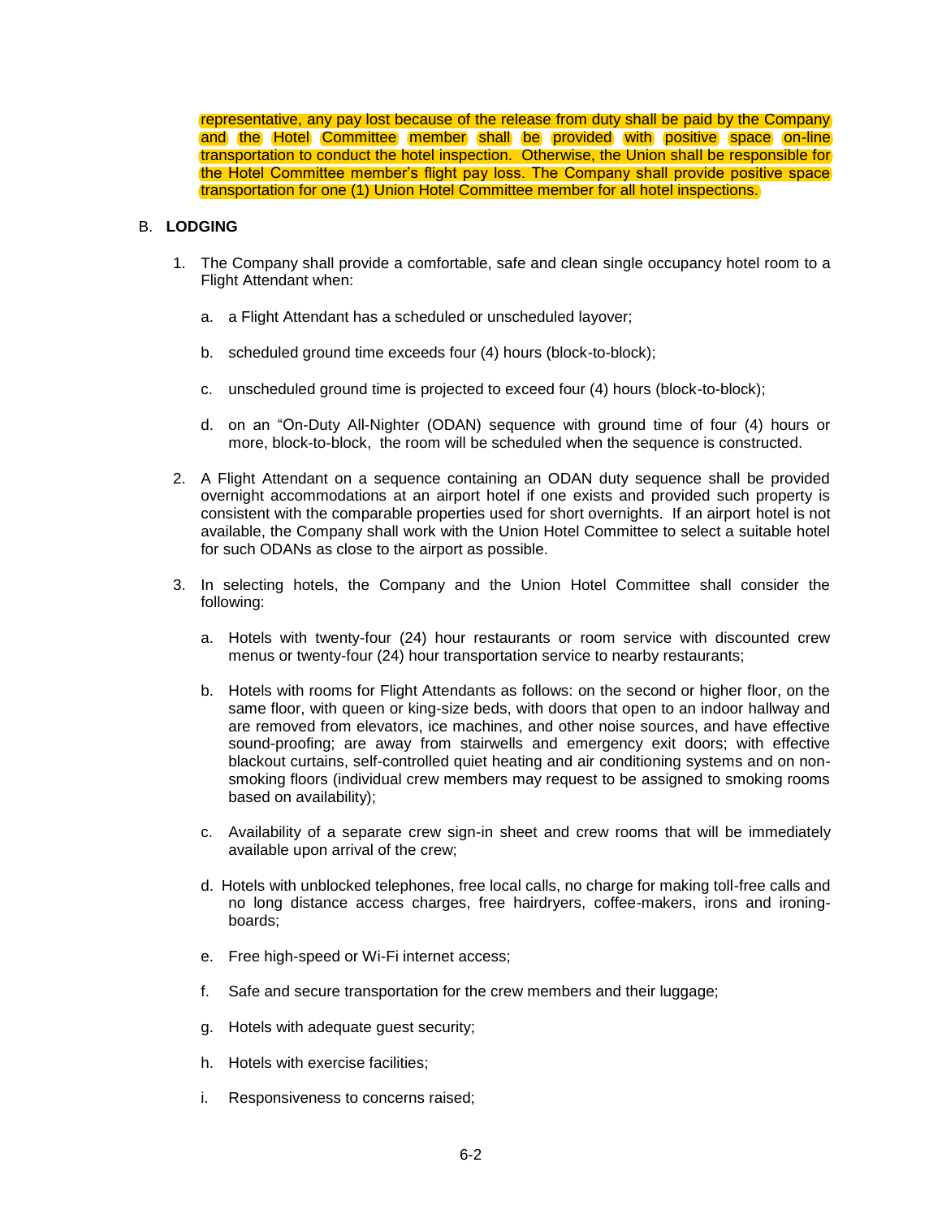representative, any pay lost because of the release from duty shall be paid by the Company and the Hotel Committee member shall be provided with positive space on-line transportation to conduct the hotel inspection. Otherwise, the Union shall be responsible for the Hotel Committee member's flight pay loss. The Company shall provide positive space transportation for one (1) Union Hotel Committee member for all hotel inspections.

B. **LODGING**

1. The Company shall provide a comfortable, safe and clean single occupancy hotel room to a Flight Attendant when:

   a. a Flight Attendant has a scheduled or unscheduled layover;

   b. scheduled ground time exceeds four (4) hours (block-to-block);

   c. unscheduled ground time is projected to exceed four (4) hours (block-to-block);

   d. on an "On-Duty All-Nighter (ODAN) sequence with ground time of four (4) hours or more, block-to-block, the room will be scheduled when the sequence is constructed.

2. A Flight Attendant on a sequence containing an ODAN duty sequence shall be provided overnight accommodations at an airport hotel if one exists and provided such property is consistent with the comparable properties used for short overnights. If an airport hotel is not available, the Company shall work with the Union Hotel Committee to select a suitable hotel for such ODANs as close to the airport as possible.

3. In selecting hotels, the Company and the Union Hotel Committee shall consider the following:

   a. Hotels with twenty-four (24) hour restaurants or room service with discounted crew menus or twenty-four (24) hour transportation service to nearby restaurants;

   b. Hotels with rooms for Flight Attendants as follows: on the second or higher floor, on the same floor, with queen or king-size beds, with doors that open to an indoor hallway and are removed from elevators, ice machines, and other noise sources, and have effective sound-proofing; are away from stairwells and emergency exit doors; with effective blackout curtains, self-controlled quiet heating and air conditioning systems and on non-smoking floors (individual crew members may request to be assigned to smoking rooms based on availability);

   c. Availability of a separate crew sign-in sheet and crew rooms that will be immediately available upon arrival of the crew;

   d. Hotels with unblocked telephones, free local calls, no charge for making toll-free calls and no long distance access charges, free hairdryers, coffee-makers, irons and ironing-boards;

   e. Free high-speed or Wi-Fi internet access;

   f. Safe and secure transportation for the crew members and their luggage;

   g. Hotels with adequate guest security;

   h. Hotels with exercise facilities;

   i. Responsiveness to concerns raised;